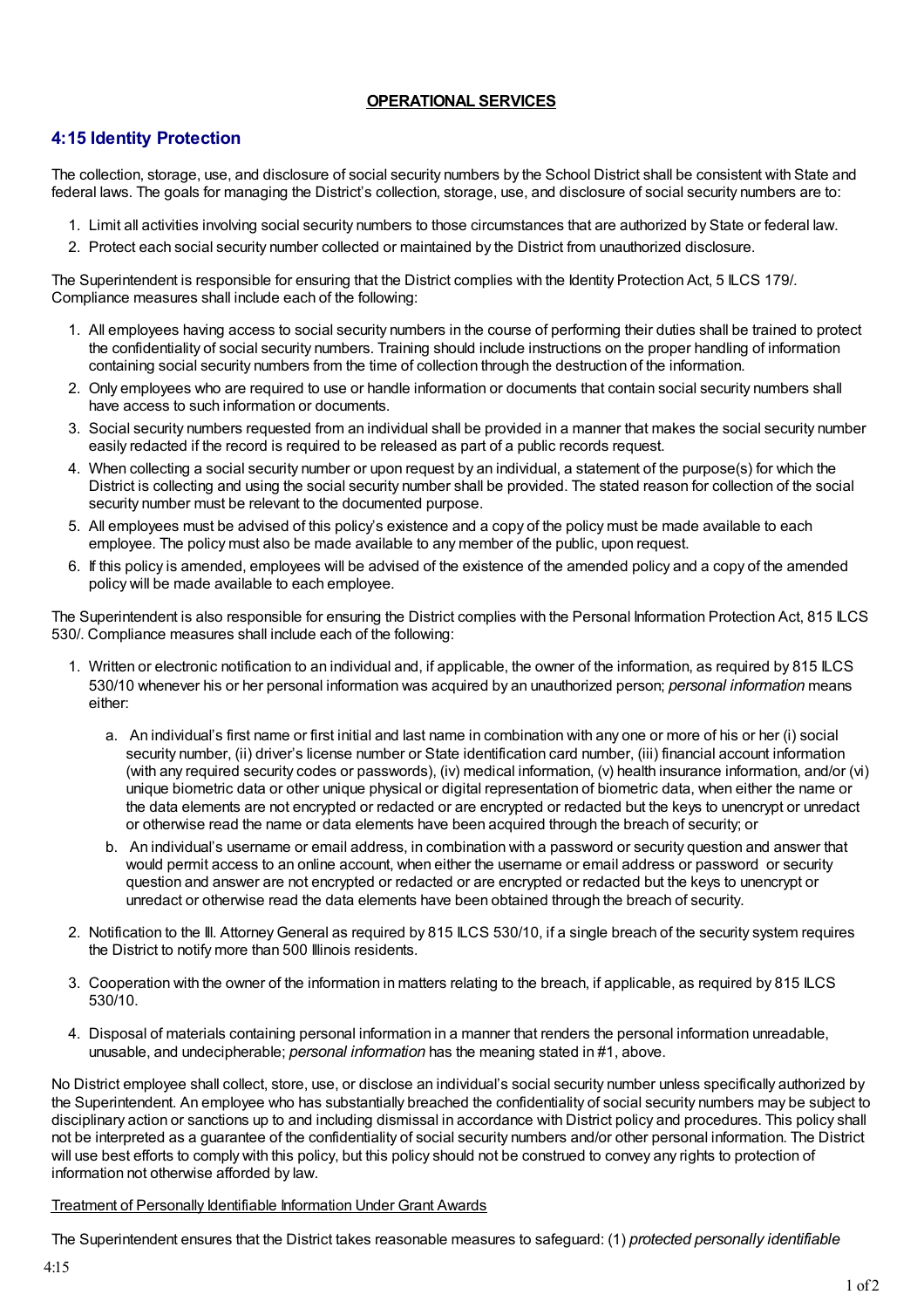**OPERATIONAL SERVICES**

## 4:15 Identity Protection

The collection, storage, use, and disclosure of social security numbers by the School District shall be consistent with State and federal laws. The goals for managing the District's collection, storage, use, and disclosure of social security numbers are to:

1. Limit all activities involving social security numbers to those circumstances that are authorized by State or federal law.
2. Protect each social security number collected or maintained by the District from unauthorized disclosure.

The Superintendent is responsible for ensuring that the District complies with the Identity Protection Act, 5 ILCS 179/. Compliance measures shall include each of the following:

1. All employees having access to social security numbers in the course of performing their duties shall be trained to protect the confidentiality of social security numbers. Training should include instructions on the proper handling of information containing social security numbers from the time of collection through the destruction of the information.
2. Only employees who are required to use or handle information or documents that contain social security numbers shall have access to such information or documents.
3. Social security numbers requested from an individual shall be provided in a manner that makes the social security number easily redacted if the record is required to be released as part of a public records request.
4. When collecting a social security number or upon request by an individual, a statement of the purpose(s) for which the District is collecting and using the social security number shall be provided. The stated reason for collection of the social security number must be relevant to the documented purpose.
5. All employees must be advised of this policy's existence and a copy of the policy must be made available to each employee. The policy must also be made available to any member of the public, upon request.
6. If this policy is amended, employees will be advised of the existence of the amended policy and a copy of the amended policy will be made available to each employee.

The Superintendent is also responsible for ensuring the District complies with the Personal Information Protection Act, 815 ILCS 530/. Compliance measures shall include each of the following:

1. Written or electronic notification to an individual and, if applicable, the owner of the information, as required by 815 ILCS 530/10 whenever his or her personal information was acquired by an unauthorized person; *personal information* means either:

    a. An individual's first name or first initial and last name in combination with any one or more of his or her (i) social security number, (ii) driver's license number or State identification card number, (iii) financial account information (with any required security codes or passwords), (iv) medical information, (v) health insurance information, and/or (vi) unique biometric data or other unique physical or digital representation of biometric data, when either the name or the data elements are not encrypted or redacted or are encrypted or redacted but the keys to unencrypt or unredact or otherwise read the name or data elements have been acquired through the breach of security; or

    b. An individual's username or email address, in combination with a password or security question and answer that would permit access to an online account, when either the username or email address or password or security question and answer are not encrypted or redacted or are encrypted or redacted but the keys to unencrypt or unredact or otherwise read the data elements have been obtained through the breach of security.

2. Notification to the Ill. Attorney General as required by 815 ILCS 530/10, if a single breach of the security system requires the District to notify more than 500 Illinois residents.

3. Cooperation with the owner of the information in matters relating to the breach, if applicable, as required by 815 ILCS 530/10.

4. Disposal of materials containing personal information in a manner that renders the personal information unreadable, unusable, and undecipherable; *personal information* has the meaning stated in #1, above.

No District employee shall collect, store, use, or disclose an individual's social security number unless specifically authorized by the Superintendent. An employee who has substantially breached the confidentiality of social security numbers may be subject to disciplinary action or sanctions up to and including dismissal in accordance with District policy and procedures. This policy shall not be interpreted as a guarantee of the confidentiality of social security numbers and/or other personal information. The District will use best efforts to comply with this policy, but this policy should not be construed to convey any rights to protection of information not otherwise afforded by law.

Treatment of Personally Identifiable Information Under Grant Awards

The Superintendent ensures that the District takes reasonable measures to safeguard: (1) *protected personally identifiable*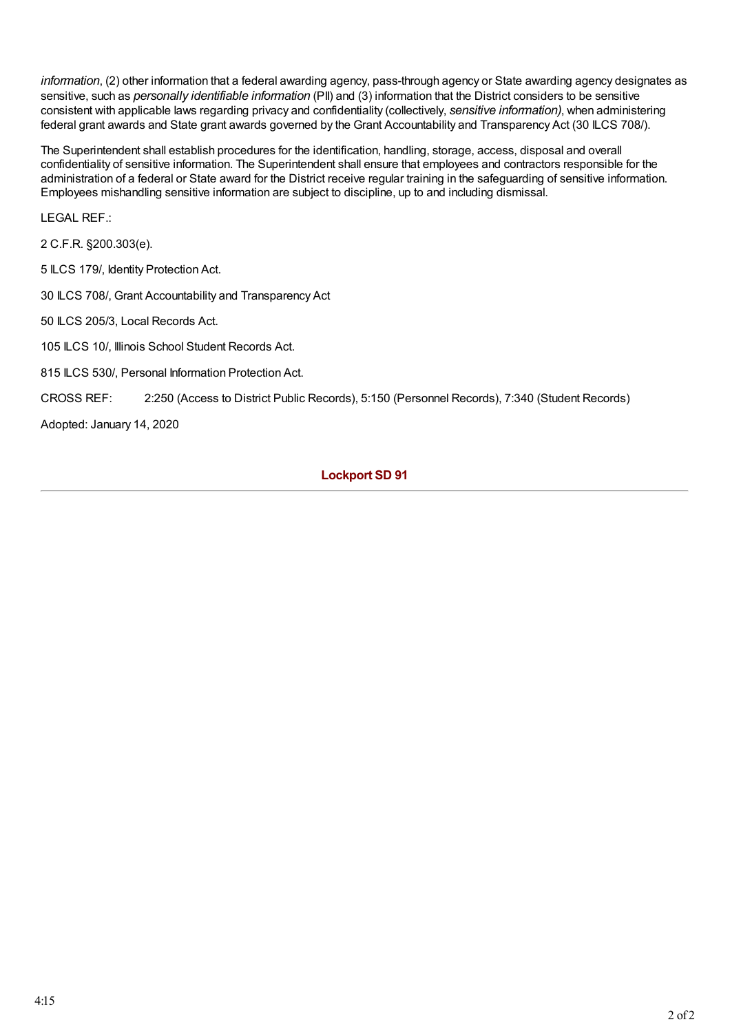*information*, (2) other information that a federal awarding agency, pass-through agency or State awarding agency designates as sensitive, such as *personally identifiable information* (PII) and (3) information that the District considers to be sensitive consistent with applicable laws regarding privacy and confidentiality (collectively, *sensitive information)*, when administering federal grant awards and State grant awards governed by the Grant Accountability and Transparency Act (30 ILCS 708/).

The Superintendent shall establish procedures for the identification, handling, storage, access, disposal and overall confidentiality of sensitive information. The Superintendent shall ensure that employees and contractors responsible for the administration of a federal or State award for the District receive regular training in the safeguarding of sensitive information. Employees mishandling sensitive information are subject to discipline, up to and including dismissal.

LEGAL REF.:

2 C.F.R. §200.303(e).

5 ILCS 179/, Identity Protection Act.

30 ILCS 708/, Grant Accountability and Transparency Act

50 ILCS 205/3, Local Records Act.

105 ILCS 10/, Illinois School Student Records Act.

815 ILCS 530/, Personal Information Protection Act.

CROSS REF: 2:250 (Access to District Public Records), 5:150 (Personnel Records), 7:340 (Student Records)

Adopted: January 14, 2020

**Lockport SD 91**